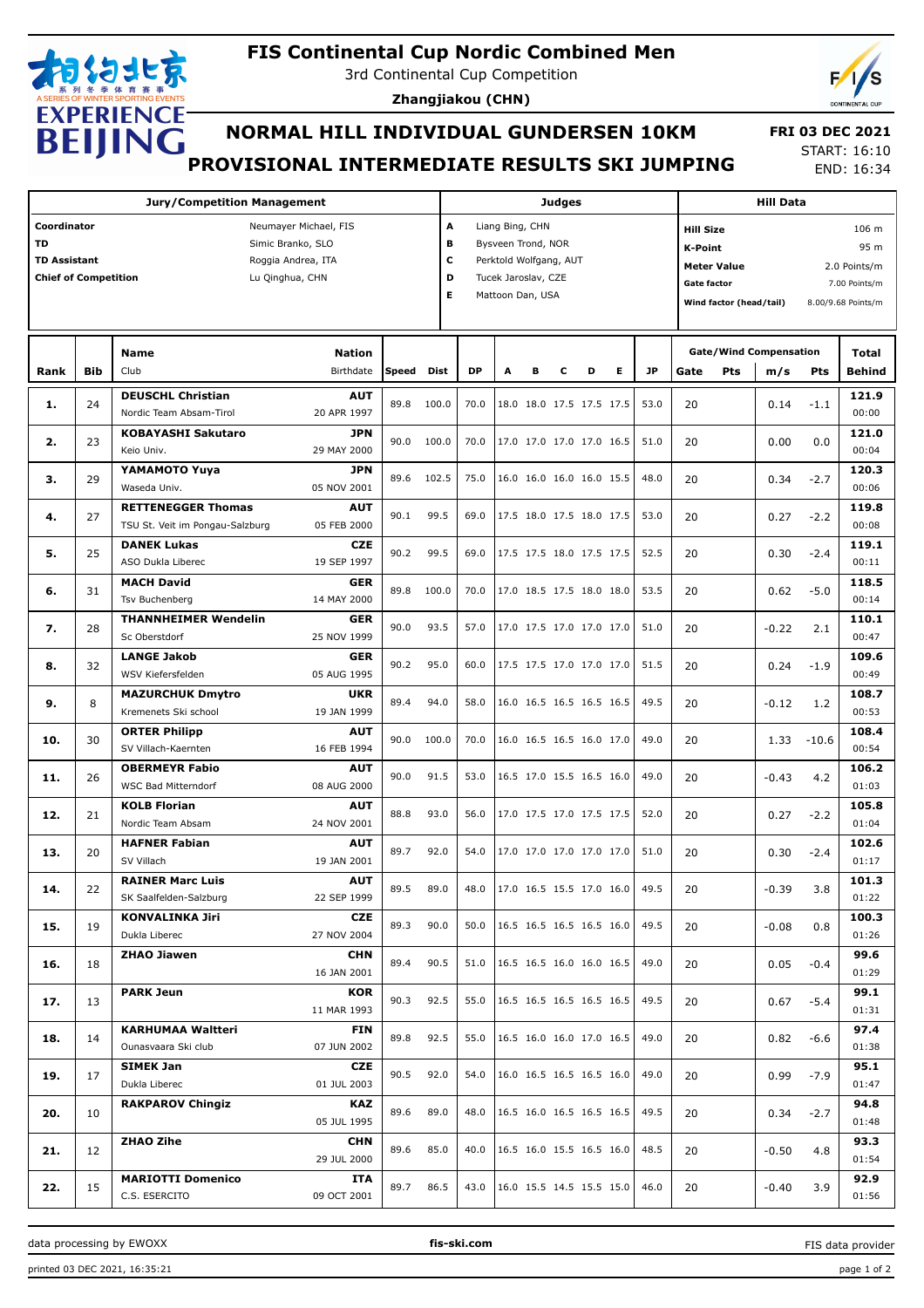# FIS Continental Cup Nordic Combined Men

3rd Continental Cup Competition

**Zhangjiakou (CHN)**

## NORMAL HILL INDIVIDUAL GUNDERSEN 10KM

## PROVISIONAL INTERMEDIATE RESULTS SKI JUMPING

**FRI 03 DEC 2021**
START: 16:10
END: 16:34

| Jury/Competition Management | |
|---|---|
| Coordinator | Neumayer Michael, FIS |
| TD | Simic Branko, SLO |
| TD Assistant | Roggia Andrea, ITA |
| Chief of Competition | Lu Qinghua, CHN |

| Judges | |
|---|---|
| A | Liang Bing, CHN |
| B | Bysveen Trond, NOR |
| C | Perktold Wolfgang, AUT |
| D | Tucek Jaroslav, CZE |
| E | Mattoon Dan, USA |

| Hill Data | |
|---|---|
| Hill Size | 106 m |
| K-Point | 95 m |
| Meter Value | 2.0 Points/m |
| Gate factor | 7.00 Points/m |
| Wind factor (head/tail) | 8.00/9.68 Points/m |

| Rank | Bib | Name / Club | Nation / Birthdate | Speed | Dist | DP | A | B | C | D | E | JP | Gate | Pts | m/s | Pts | Total / Behind |
|---|---|---|---|---|---|---|---|---|---|---|---|---|---|---|---|---|---|
| 1. | 24 | **DEUSCHL Christian** Nordic Team Absam-Tirol | **AUT** 20 APR 1997 | 89.8 | 100.0 | 70.0 | 18.0 | 18.0 | 17.5 | 17.5 | 17.5 | 53.0 | 20 | | 0.14 | -1.1 | **121.9** 00:00 |
| 2. | 23 | **KOBAYASHI Sakutaro** Keio Univ. | **JPN** 29 MAY 2000 | 90.0 | 100.0 | 70.0 | 17.0 | 17.0 | 17.0 | 17.0 | 16.5 | 51.0 | 20 | | 0.00 | 0.0 | **121.0** 00:04 |
| 3. | 29 | **YAMAMOTO Yuya** Waseda Univ. | **JPN** 05 NOV 2001 | 89.6 | 102.5 | 75.0 | 16.0 | 16.0 | 16.0 | 16.0 | 15.5 | 48.0 | 20 | | 0.34 | -2.7 | **120.3** 00:06 |
| 4. | 27 | **RETTENEGGER Thomas** TSU St. Veit im Pongau-Salzburg | **AUT** 05 FEB 2000 | 90.1 | 99.5 | 69.0 | 17.5 | 18.0 | 17.5 | 18.0 | 17.5 | 53.0 | 20 | | 0.27 | -2.2 | **119.8** 00:08 |
| 5. | 25 | **DANEK Lukas** ASO Dukla Liberec | **CZE** 19 SEP 1997 | 90.2 | 99.5 | 69.0 | 17.5 | 17.5 | 18.0 | 17.5 | 17.5 | 52.5 | 20 | | 0.30 | -2.4 | **119.1** 00:11 |
| 6. | 31 | **MACH David** Tsv Buchenberg | **GER** 14 MAY 2000 | 89.8 | 100.0 | 70.0 | 17.0 | 18.5 | 17.5 | 18.0 | 18.0 | 53.5 | 20 | | 0.62 | -5.0 | **118.5** 00:14 |
| 7. | 28 | **THANNHEIMER Wendelin** Sc Oberstdorf | **GER** 25 NOV 1999 | 90.0 | 93.5 | 57.0 | 17.0 | 17.5 | 17.0 | 17.0 | 17.0 | 51.0 | 20 | | -0.22 | 2.1 | **110.1** 00:47 |
| 8. | 32 | **LANGE Jakob** WSV Kiefersfelden | **GER** 05 AUG 1995 | 90.2 | 95.0 | 60.0 | 17.5 | 17.5 | 17.0 | 17.0 | 17.0 | 51.5 | 20 | | 0.24 | -1.9 | **109.6** 00:49 |
| 9. | 8 | **MAZURCHUK Dmytro** Kremenets Ski school | **UKR** 19 JAN 1999 | 89.4 | 94.0 | 58.0 | 16.0 | 16.5 | 16.5 | 16.5 | 16.5 | 49.5 | 20 | | -0.12 | 1.2 | **108.7** 00:53 |
| 10. | 30 | **ORTER Philipp** SV Villach-Kaernten | **AUT** 16 FEB 1994 | 90.0 | 100.0 | 70.0 | 16.0 | 16.5 | 16.5 | 16.0 | 17.0 | 49.0 | 20 | | 1.33 | -10.6 | **108.4** 00:54 |
| 11. | 26 | **OBERMEYR Fabio** WSC Bad Mitterndorf | **AUT** 08 AUG 2000 | 90.0 | 91.5 | 53.0 | 16.5 | 17.0 | 15.5 | 16.5 | 16.0 | 49.0 | 20 | | -0.43 | 4.2 | **106.2** 01:03 |
| 12. | 21 | **KOLB Florian** Nordic Team Absam | **AUT** 24 NOV 2001 | 88.8 | 93.0 | 56.0 | 17.0 | 17.5 | 17.0 | 17.5 | 17.5 | 52.0 | 20 | | 0.27 | -2.2 | **105.8** 01:04 |
| 13. | 20 | **HAFNER Fabian** SV Villach | **AUT** 19 JAN 2001 | 89.7 | 92.0 | 54.0 | 17.0 | 17.0 | 17.0 | 17.0 | 17.0 | 51.0 | 20 | | 0.30 | -2.4 | **102.6** 01:17 |
| 14. | 22 | **RAINER Marc Luis** SK Saalfelden-Salzburg | **AUT** 22 SEP 1999 | 89.5 | 89.0 | 48.0 | 17.0 | 16.5 | 15.5 | 17.0 | 16.0 | 49.5 | 20 | | -0.39 | 3.8 | **101.3** 01:22 |
| 15. | 19 | **KONVALINKA Jiri** Dukla Liberec | **CZE** 27 NOV 2004 | 89.3 | 90.0 | 50.0 | 16.5 | 16.5 | 16.5 | 16.5 | 16.0 | 49.5 | 20 | | -0.08 | 0.8 | **100.3** 01:26 |
| 16. | 18 | **ZHAO Jiawen** | **CHN** 16 JAN 2001 | 89.4 | 90.5 | 51.0 | 16.5 | 16.5 | 16.0 | 16.0 | 16.5 | 49.0 | 20 | | 0.05 | -0.4 | **99.6** 01:29 |
| 17. | 13 | **PARK Jeun** | **KOR** 11 MAR 1993 | 90.3 | 92.5 | 55.0 | 16.5 | 16.5 | 16.5 | 16.5 | 16.5 | 49.5 | 20 | | 0.67 | -5.4 | **99.1** 01:31 |
| 18. | 14 | **KARHUMAA Waltteri** Ounasvaara Ski club | **FIN** 07 JUN 2002 | 89.8 | 92.5 | 55.0 | 16.5 | 16.0 | 16.0 | 17.0 | 16.5 | 49.0 | 20 | | 0.82 | -6.6 | **97.4** 01:38 |
| 19. | 17 | **SIMEK Jan** Dukla Liberec | **CZE** 01 JUL 2003 | 90.5 | 92.0 | 54.0 | 16.0 | 16.5 | 16.5 | 16.5 | 16.0 | 49.0 | 20 | | 0.99 | -7.9 | **95.1** 01:47 |
| 20. | 10 | **RAKPAROV Chingiz** | **KAZ** 05 JUL 1995 | 89.6 | 89.0 | 48.0 | 16.5 | 16.0 | 16.5 | 16.5 | 16.5 | 49.5 | 20 | | 0.34 | -2.7 | **94.8** 01:48 |
| 21. | 12 | **ZHAO Zihe** | **CHN** 29 JUL 2000 | 89.6 | 85.0 | 40.0 | 16.5 | 16.0 | 15.5 | 16.5 | 16.0 | 48.5 | 20 | | -0.50 | 4.8 | **93.3** 01:54 |
| 22. | 15 | **MARIOTTI Domenico** C.S. ESERCITO | **ITA** 09 OCT 2001 | 89.7 | 86.5 | 43.0 | 16.0 | 15.5 | 14.5 | 15.5 | 15.0 | 46.0 | 20 | | -0.40 | 3.9 | **92.9** 01:56 |

data processing by EWOXX — fis-ski.com — FIS data provider

printed 03 DEC 2021, 16:35:21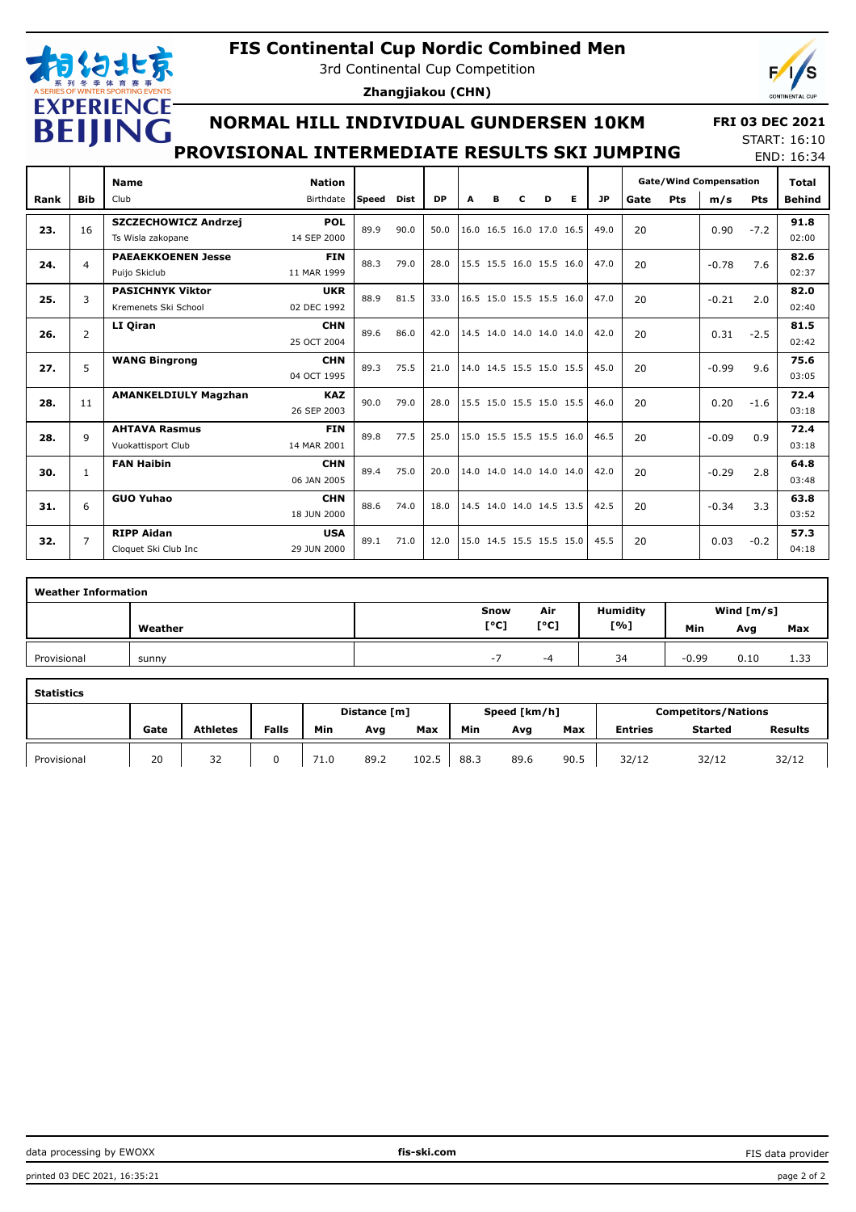# FIS Continental Cup Nordic Combined Men

3rd Continental Cup Competition

**Zhangjiakou (CHN)**

## NORMAL HILL INDIVIDUAL GUNDERSEN 10KM

**FRI 03 DEC 2021**

START: 16:10

END: 16:34

## PROVISIONAL INTERMEDIATE RESULTS SKI JUMPING

| Rank | Bib | Name / Club | Nation / Birthdate | Speed | Dist | DP | A | B | C | D | E | JP | Gate | Gate Pts | Wind m/s | Wind Pts | Total / Behind |
|---|---|---|---|---|---|---|---|---|---|---|---|---|---|---|---|---|---|
| 23. | 16 | **SZCZECHOWICZ Andrzej** Ts Wisla zakopane | **POL** 14 SEP 2000 | 89.9 | 90.0 | 50.0 | 16.0 | 16.5 | 16.0 | 17.0 | 16.5 | 49.0 | 20 | | 0.90 | -7.2 | **91.8** 02:00 |
| 24. | 4 | **PAEAEKKOENEN Jesse** Puijo Skiclub | **FIN** 11 MAR 1999 | 88.3 | 79.0 | 28.0 | 15.5 | 15.5 | 16.0 | 15.5 | 16.0 | 47.0 | 20 | | -0.78 | 7.6 | **82.6** 02:37 |
| 25. | 3 | **PASICHNYK Viktor** Kremenets Ski School | **UKR** 02 DEC 1992 | 88.9 | 81.5 | 33.0 | 16.5 | 15.0 | 15.5 | 15.5 | 16.0 | 47.0 | 20 | | -0.21 | 2.0 | **82.0** 02:40 |
| 26. | 2 | **LI Qiran** | **CHN** 25 OCT 2004 | 89.6 | 86.0 | 42.0 | 14.5 | 14.0 | 14.0 | 14.0 | 14.0 | 42.0 | 20 | | 0.31 | -2.5 | **81.5** 02:42 |
| 27. | 5 | **WANG Bingrong** | **CHN** 04 OCT 1995 | 89.3 | 75.5 | 21.0 | 14.0 | 14.5 | 15.5 | 15.0 | 15.5 | 45.0 | 20 | | -0.99 | 9.6 | **75.6** 03:05 |
| 28. | 11 | **AMANKELDIULY Magzhan** | **KAZ** 26 SEP 2003 | 90.0 | 79.0 | 28.0 | 15.5 | 15.0 | 15.5 | 15.0 | 15.5 | 46.0 | 20 | | 0.20 | -1.6 | **72.4** 03:18 |
| 28. | 9 | **AHTAVA Rasmus** Vuokattisport Club | **FIN** 14 MAR 2001 | 89.8 | 77.5 | 25.0 | 15.0 | 15.5 | 15.5 | 15.5 | 16.0 | 46.5 | 20 | | -0.09 | 0.9 | **72.4** 03:18 |
| 30. | 1 | **FAN Haibin** | **CHN** 06 JAN 2005 | 89.4 | 75.0 | 20.0 | 14.0 | 14.0 | 14.0 | 14.0 | 14.0 | 42.0 | 20 | | -0.29 | 2.8 | **64.8** 03:48 |
| 31. | 6 | **GUO Yuhao** | **CHN** 18 JUN 2000 | 88.6 | 74.0 | 18.0 | 14.5 | 14.0 | 14.0 | 14.5 | 13.5 | 42.5 | 20 | | -0.34 | 3.3 | **63.8** 03:52 |
| 32. | 7 | **RIPP Aidan** Cloquet Ski Club Inc | **USA** 29 JUN 2000 | 89.1 | 71.0 | 12.0 | 15.0 | 14.5 | 15.5 | 15.5 | 15.0 | 45.5 | 20 | | 0.03 | -0.2 | **57.3** 04:18 |

### Weather Information

| | Weather | Snow [°C] | Air [°C] | Humidity [%] | Wind Min [m/s] | Wind Avg [m/s] | Wind Max [m/s] |
|---|---|---|---|---|---|---|---|
| Provisional | sunny | -7 | -4 | 34 | -0.99 | 0.10 | 1.33 |

### Statistics

| | Gate | Athletes | Falls | Distance Min [m] | Distance Avg [m] | Distance Max [m] | Speed Min [km/h] | Speed Avg [km/h] | Speed Max [km/h] | Entries | Started | Results |
|---|---|---|---|---|---|---|---|---|---|---|---|---|
| Provisional | 20 | 32 | 0 | 71.0 | 89.2 | 102.5 | 88.3 | 89.6 | 90.5 | 32/12 | 32/12 | 32/12 |

data processing by EWOXX — fis-ski.com — FIS data provider

printed 03 DEC 2021, 16:35:21